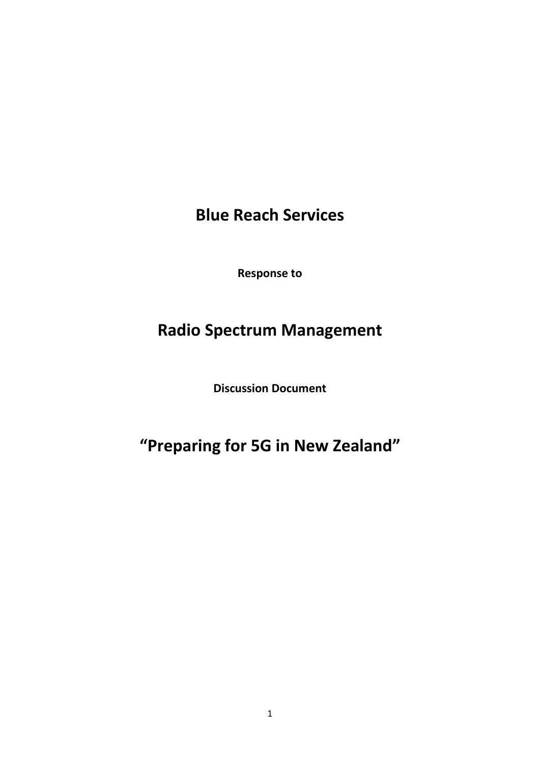# Blue Reach Services

**Response to**

# Radio Spectrum Management

**Discussion Document**

# "Preparing for 5G in New Zealand"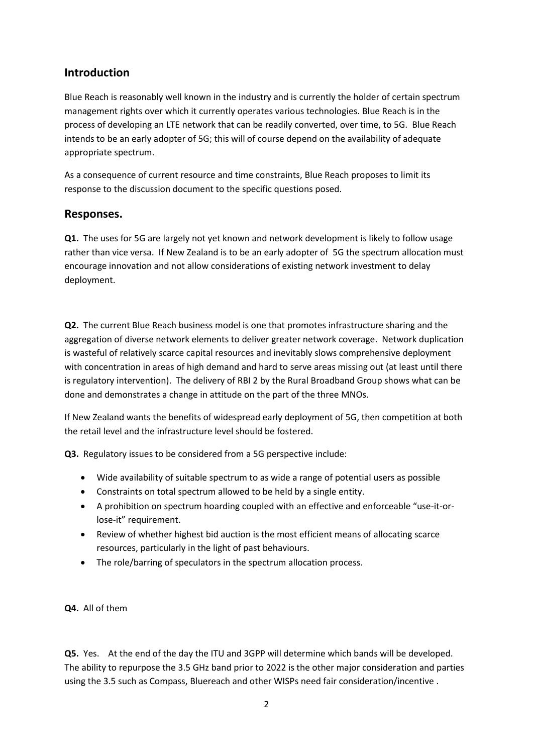## Introduction

Blue Reach is reasonably well known in the industry and is currently the holder of certain spectrum management rights over which it currently operates various technologies. Blue Reach is in the process of developing an LTE network that can be readily converted, over time, to 5G. Blue Reach intends to be an early adopter of 5G; this will of course depend on the availability of adequate appropriate spectrum.

As a consequence of current resource and time constraints, Blue Reach proposes to limit its response to the discussion document to the specific questions posed.

## Responses.

**Q1.** The uses for 5G are largely not yet known and network development is likely to follow usage rather than vice versa. If New Zealand is to be an early adopter of 5G the spectrum allocation must encourage innovation and not allow considerations of existing network investment to delay deployment.

**Q2.** The current Blue Reach business model is one that promotes infrastructure sharing and the aggregation of diverse network elements to deliver greater network coverage. Network duplication is wasteful of relatively scarce capital resources and inevitably slows comprehensive deployment with concentration in areas of high demand and hard to serve areas missing out (at least until there is regulatory intervention). The delivery of RBI 2 by the Rural Broadband Group shows what can be done and demonstrates a change in attitude on the part of the three MNOs.

If New Zealand wants the benefits of widespread early deployment of 5G, then competition at both the retail level and the infrastructure level should be fostered.

**Q3.** Regulatory issues to be considered from a 5G perspective include:

- Wide availability of suitable spectrum to as wide a range of potential users as possible
- Constraints on total spectrum allowed to be held by a single entity.
- A prohibition on spectrum hoarding coupled with an effective and enforceable "use-it-or-lose-it" requirement.
- Review of whether highest bid auction is the most efficient means of allocating scarce resources, particularly in the light of past behaviours.
- The role/barring of speculators in the spectrum allocation process.

**Q4.** All of them

**Q5.** Yes. At the end of the day the ITU and 3GPP will determine which bands will be developed. The ability to repurpose the 3.5 GHz band prior to 2022 is the other major consideration and parties using the 3.5 such as Compass, Bluereach and other WISPs need fair consideration/incentive .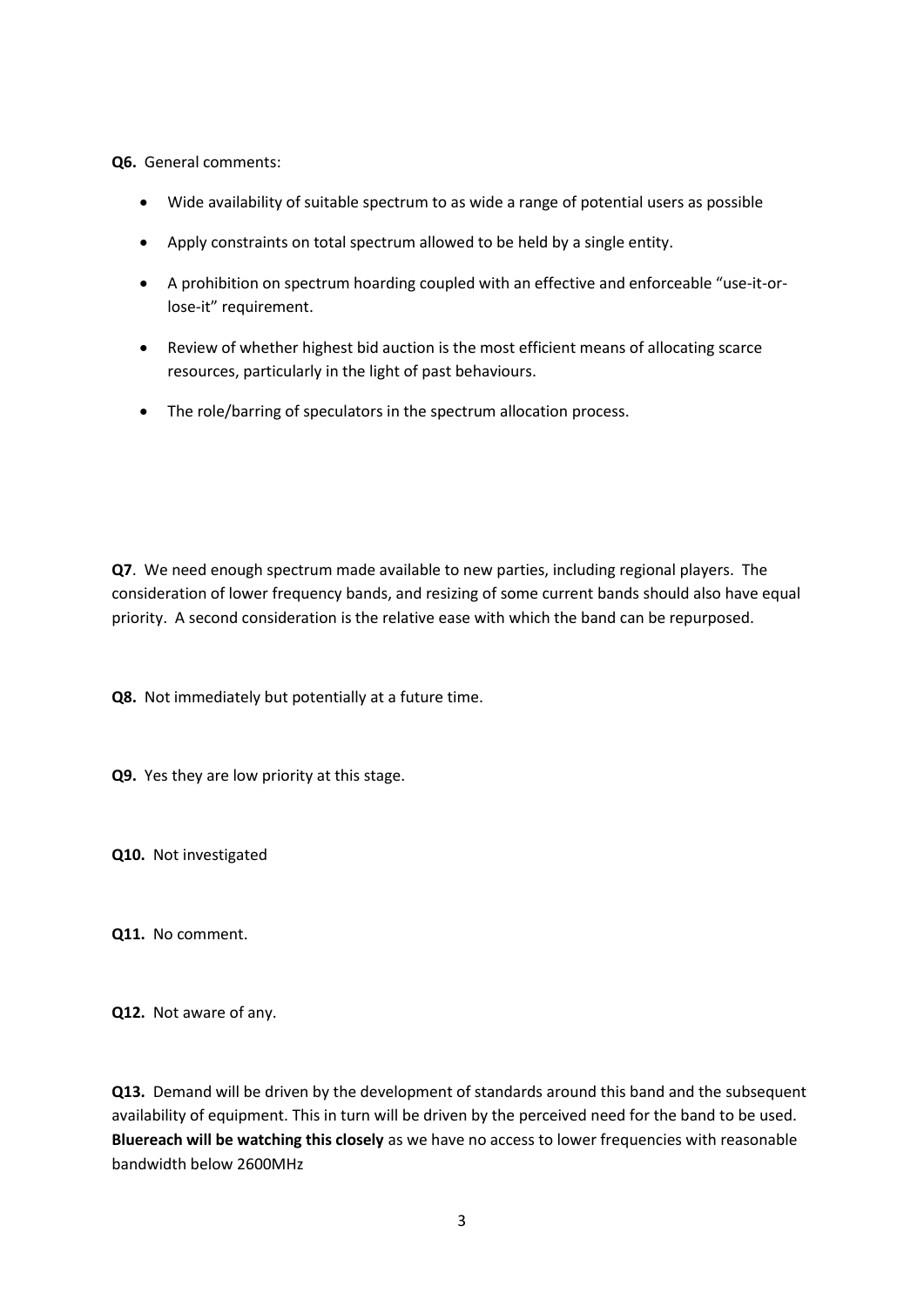**Q6.** General comments:

- Wide availability of suitable spectrum to as wide a range of potential users as possible
- Apply constraints on total spectrum allowed to be held by a single entity.
- A prohibition on spectrum hoarding coupled with an effective and enforceable "use-it-or-lose-it" requirement.
- Review of whether highest bid auction is the most efficient means of allocating scarce resources, particularly in the light of past behaviours.
- The role/barring of speculators in the spectrum allocation process.

**Q7**. We need enough spectrum made available to new parties, including regional players. The consideration of lower frequency bands, and resizing of some current bands should also have equal priority. A second consideration is the relative ease with which the band can be repurposed.

**Q8.** Not immediately but potentially at a future time.

**Q9.** Yes they are low priority at this stage.

**Q10.** Not investigated

**Q11.** No comment.

**Q12.** Not aware of any.

**Q13.** Demand will be driven by the development of standards around this band and the subsequent availability of equipment. This in turn will be driven by the perceived need for the band to be used. **Bluereach will be watching this closely** as we have no access to lower frequencies with reasonable bandwidth below 2600MHz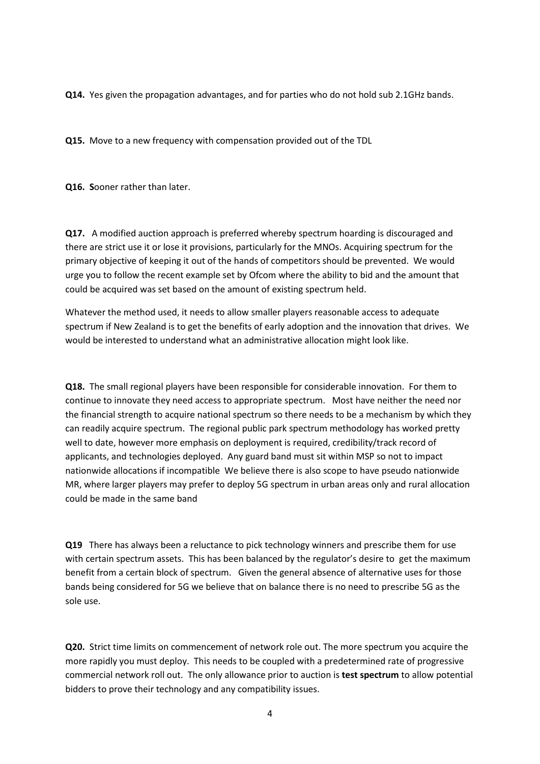**Q14.** Yes given the propagation advantages, and for parties who do not hold sub 2.1GHz bands.

**Q15.** Move to a new frequency with compensation provided out of the TDL

**Q16.** **S**ooner rather than later.

**Q17.** A modified auction approach is preferred whereby spectrum hoarding is discouraged and there are strict use it or lose it provisions, particularly for the MNOs. Acquiring spectrum for the primary objective of keeping it out of the hands of competitors should be prevented. We would urge you to follow the recent example set by Ofcom where the ability to bid and the amount that could be acquired was set based on the amount of existing spectrum held.

Whatever the method used, it needs to allow smaller players reasonable access to adequate spectrum if New Zealand is to get the benefits of early adoption and the innovation that drives. We would be interested to understand what an administrative allocation might look like.

**Q18.** The small regional players have been responsible for considerable innovation. For them to continue to innovate they need access to appropriate spectrum. Most have neither the need nor the financial strength to acquire national spectrum so there needs to be a mechanism by which they can readily acquire spectrum. The regional public park spectrum methodology has worked pretty well to date, however more emphasis on deployment is required, credibility/track record of applicants, and technologies deployed. Any guard band must sit within MSP so not to impact nationwide allocations if incompatible We believe there is also scope to have pseudo nationwide MR, where larger players may prefer to deploy 5G spectrum in urban areas only and rural allocation could be made in the same band

**Q19** There has always been a reluctance to pick technology winners and prescribe them for use with certain spectrum assets. This has been balanced by the regulator's desire to get the maximum benefit from a certain block of spectrum. Given the general absence of alternative uses for those bands being considered for 5G we believe that on balance there is no need to prescribe 5G as the sole use.

**Q20.** Strict time limits on commencement of network role out. The more spectrum you acquire the more rapidly you must deploy. This needs to be coupled with a predetermined rate of progressive commercial network roll out. The only allowance prior to auction is **test spectrum** to allow potential bidders to prove their technology and any compatibility issues.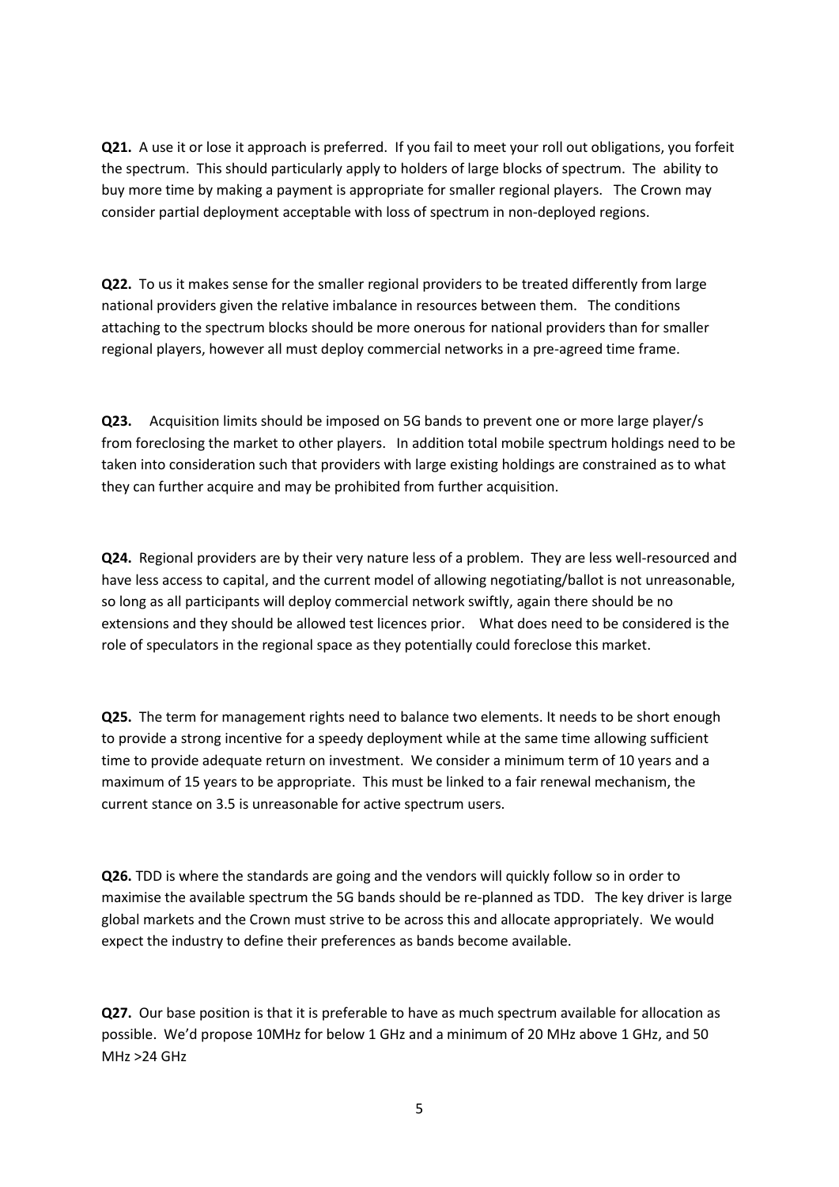**Q21.** A use it or lose it approach is preferred. If you fail to meet your roll out obligations, you forfeit the spectrum. This should particularly apply to holders of large blocks of spectrum. The ability to buy more time by making a payment is appropriate for smaller regional players. The Crown may consider partial deployment acceptable with loss of spectrum in non-deployed regions.

**Q22.** To us it makes sense for the smaller regional providers to be treated differently from large national providers given the relative imbalance in resources between them. The conditions attaching to the spectrum blocks should be more onerous for national providers than for smaller regional players, however all must deploy commercial networks in a pre-agreed time frame.

**Q23.** Acquisition limits should be imposed on 5G bands to prevent one or more large player/s from foreclosing the market to other players. In addition total mobile spectrum holdings need to be taken into consideration such that providers with large existing holdings are constrained as to what they can further acquire and may be prohibited from further acquisition.

**Q24.** Regional providers are by their very nature less of a problem. They are less well-resourced and have less access to capital, and the current model of allowing negotiating/ballot is not unreasonable, so long as all participants will deploy commercial network swiftly, again there should be no extensions and they should be allowed test licences prior. What does need to be considered is the role of speculators in the regional space as they potentially could foreclose this market.

**Q25.** The term for management rights need to balance two elements. It needs to be short enough to provide a strong incentive for a speedy deployment while at the same time allowing sufficient time to provide adequate return on investment. We consider a minimum term of 10 years and a maximum of 15 years to be appropriate. This must be linked to a fair renewal mechanism, the current stance on 3.5 is unreasonable for active spectrum users.

**Q26.** TDD is where the standards are going and the vendors will quickly follow so in order to maximise the available spectrum the 5G bands should be re-planned as TDD. The key driver is large global markets and the Crown must strive to be across this and allocate appropriately. We would expect the industry to define their preferences as bands become available.

**Q27.** Our base position is that it is preferable to have as much spectrum available for allocation as possible. We'd propose 10MHz for below 1 GHz and a minimum of 20 MHz above 1 GHz, and 50 MHz >24 GHz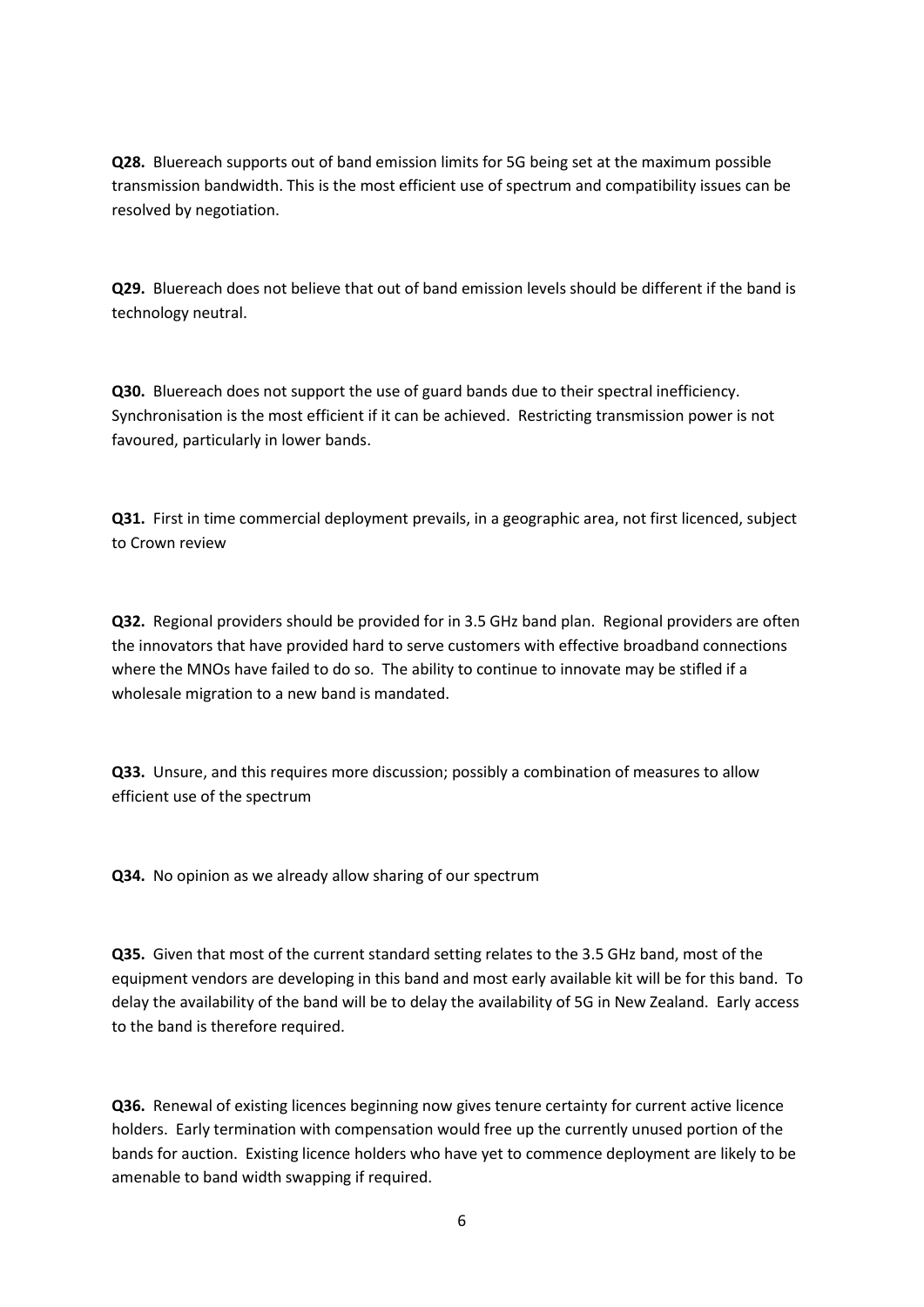**Q28.** Bluereach supports out of band emission limits for 5G being set at the maximum possible transmission bandwidth. This is the most efficient use of spectrum and compatibility issues can be resolved by negotiation.

**Q29.** Bluereach does not believe that out of band emission levels should be different if the band is technology neutral.

**Q30.** Bluereach does not support the use of guard bands due to their spectral inefficiency. Synchronisation is the most efficient if it can be achieved. Restricting transmission power is not favoured, particularly in lower bands.

**Q31.** First in time commercial deployment prevails, in a geographic area, not first licenced, subject to Crown review

**Q32.** Regional providers should be provided for in 3.5 GHz band plan. Regional providers are often the innovators that have provided hard to serve customers with effective broadband connections where the MNOs have failed to do so. The ability to continue to innovate may be stifled if a wholesale migration to a new band is mandated.

**Q33.** Unsure, and this requires more discussion; possibly a combination of measures to allow efficient use of the spectrum

**Q34.** No opinion as we already allow sharing of our spectrum

**Q35.** Given that most of the current standard setting relates to the 3.5 GHz band, most of the equipment vendors are developing in this band and most early available kit will be for this band. To delay the availability of the band will be to delay the availability of 5G in New Zealand. Early access to the band is therefore required.

**Q36.** Renewal of existing licences beginning now gives tenure certainty for current active licence holders. Early termination with compensation would free up the currently unused portion of the bands for auction. Existing licence holders who have yet to commence deployment are likely to be amenable to band width swapping if required.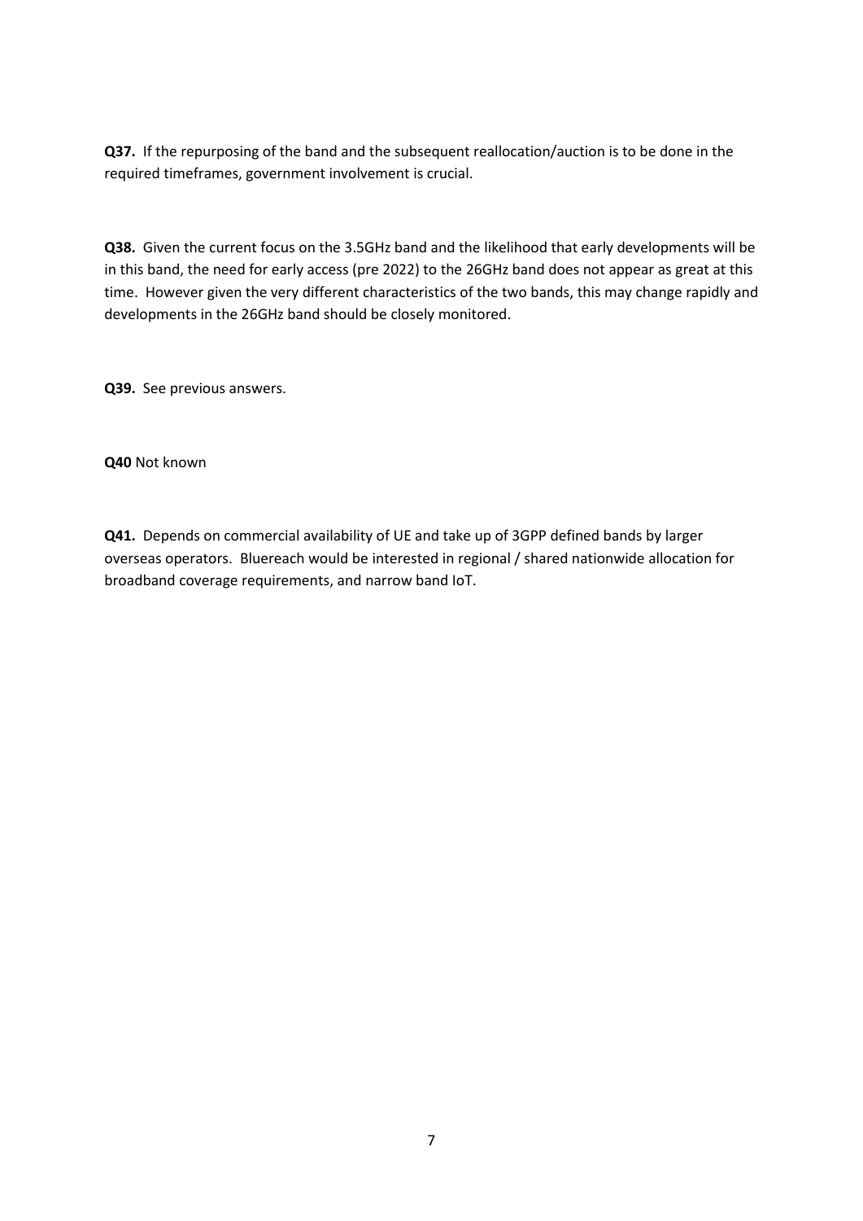**Q37.** If the repurposing of the band and the subsequent reallocation/auction is to be done in the required timeframes, government involvement is crucial.

**Q38.** Given the current focus on the 3.5GHz band and the likelihood that early developments will be in this band, the need for early access (pre 2022) to the 26GHz band does not appear as great at this time. However given the very different characteristics of the two bands, this may change rapidly and developments in the 26GHz band should be closely monitored.

**Q39.** See previous answers.

**Q40** Not known

**Q41.** Depends on commercial availability of UE and take up of 3GPP defined bands by larger overseas operators. Bluereach would be interested in regional / shared nationwide allocation for broadband coverage requirements, and narrow band IoT.